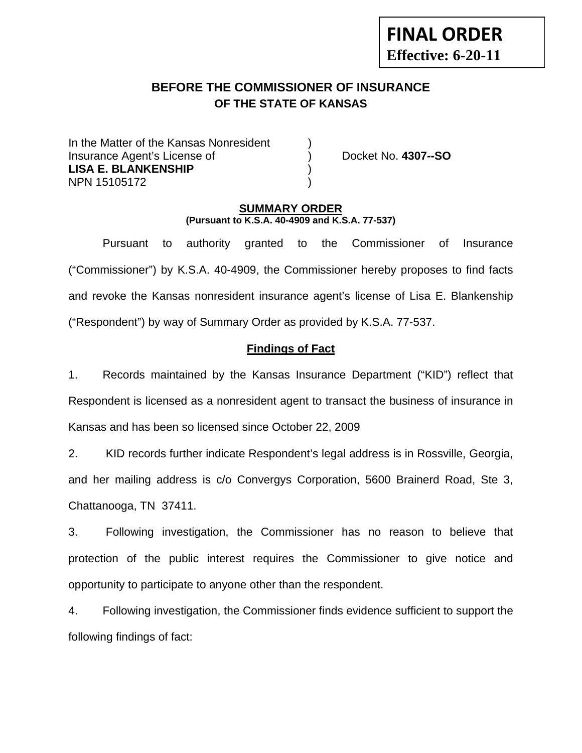**FINAL ORDER**
**Effective: 6-20-11**

# BEFORE THE COMMISSIONER OF INSURANCE
## OF THE STATE OF KANSAS

In the Matter of the Kansas Nonresident )
Insurance Agent's License of ) Docket No. **4307--SO**
**LISA E. BLANKENSHIP** )
NPN 15105172 )

## SUMMARY ORDER
**(Pursuant to K.S.A. 40-4909 and K.S.A. 77-537)**

Pursuant to authority granted to the Commissioner of Insurance ("Commissioner") by K.S.A. 40-4909, the Commissioner hereby proposes to find facts and revoke the Kansas nonresident insurance agent's license of Lisa E. Blankenship ("Respondent") by way of Summary Order as provided by K.S.A. 77-537.

### Findings of Fact

1. Records maintained by the Kansas Insurance Department ("KID") reflect that Respondent is licensed as a nonresident agent to transact the business of insurance in Kansas and has been so licensed since October 22, 2009

2. KID records further indicate Respondent's legal address is in Rossville, Georgia, and her mailing address is c/o Convergys Corporation, 5600 Brainerd Road, Ste 3, Chattanooga, TN 37411.

3. Following investigation, the Commissioner has no reason to believe that protection of the public interest requires the Commissioner to give notice and opportunity to participate to anyone other than the respondent.

4. Following investigation, the Commissioner finds evidence sufficient to support the following findings of fact: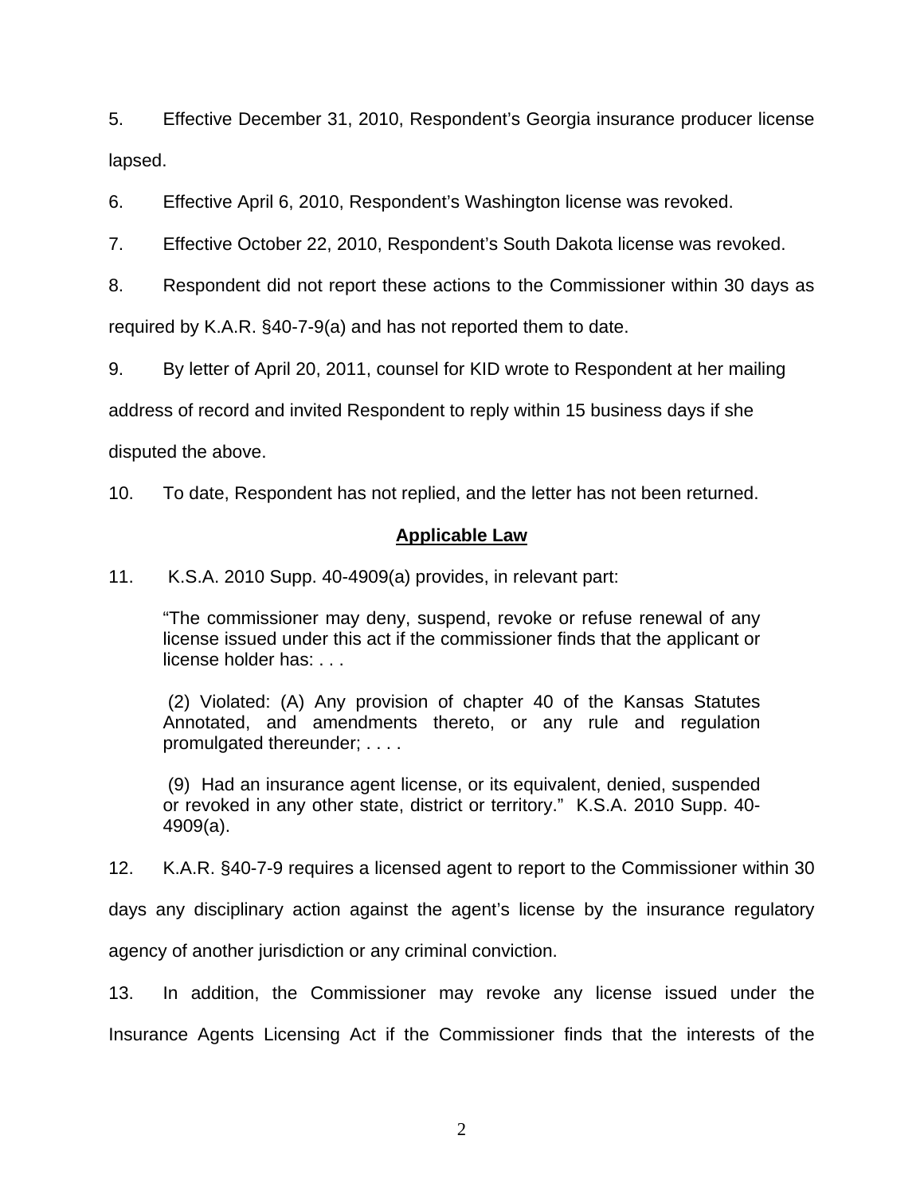5. Effective December 31, 2010, Respondent's Georgia insurance producer license lapsed.

6. Effective April 6, 2010, Respondent's Washington license was revoked.

7. Effective October 22, 2010, Respondent's South Dakota license was revoked.

8. Respondent did not report these actions to the Commissioner within 30 days as required by K.A.R. §40-7-9(a) and has not reported them to date.

9. By letter of April 20, 2011, counsel for KID wrote to Respondent at her mailing address of record and invited Respondent to reply within 15 business days if she disputed the above.

10. To date, Respondent has not replied, and the letter has not been returned.

## Applicable Law

11. K.S.A. 2010 Supp. 40-4909(a) provides, in relevant part:

> "The commissioner may deny, suspend, revoke or refuse renewal of any license issued under this act if the commissioner finds that the applicant or license holder has: . . .
>
> (2) Violated: (A) Any provision of chapter 40 of the Kansas Statutes Annotated, and amendments thereto, or any rule and regulation promulgated thereunder; . . . .
>
> (9) Had an insurance agent license, or its equivalent, denied, suspended or revoked in any other state, district or territory." K.S.A. 2010 Supp. 40-4909(a).

12. K.A.R. §40-7-9 requires a licensed agent to report to the Commissioner within 30 days any disciplinary action against the agent's license by the insurance regulatory agency of another jurisdiction or any criminal conviction.

13. In addition, the Commissioner may revoke any license issued under the Insurance Agents Licensing Act if the Commissioner finds that the interests of the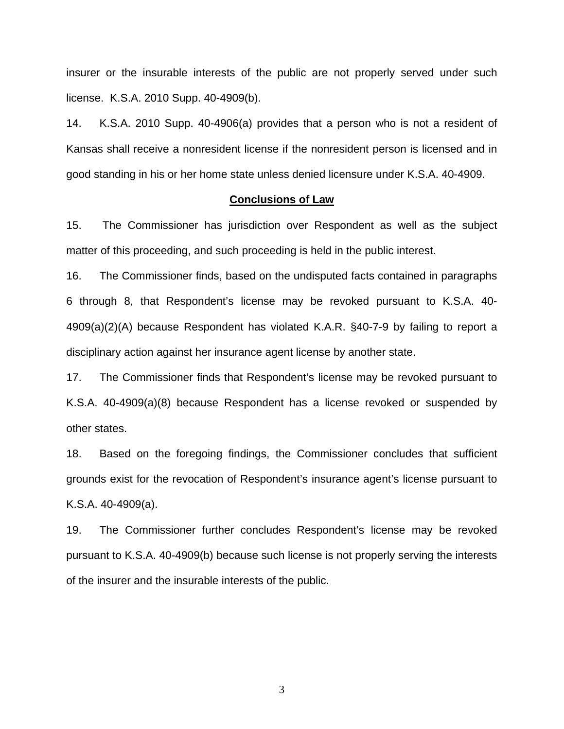insurer or the insurable interests of the public are not properly served under such license. K.S.A. 2010 Supp. 40-4909(b).

14. K.S.A. 2010 Supp. 40-4906(a) provides that a person who is not a resident of Kansas shall receive a nonresident license if the nonresident person is licensed and in good standing in his or her home state unless denied licensure under K.S.A. 40-4909.

**Conclusions of Law**

15. The Commissioner has jurisdiction over Respondent as well as the subject matter of this proceeding, and such proceeding is held in the public interest.

16. The Commissioner finds, based on the undisputed facts contained in paragraphs 6 through 8, that Respondent's license may be revoked pursuant to K.S.A. 40-4909(a)(2)(A) because Respondent has violated K.A.R. §40-7-9 by failing to report a disciplinary action against her insurance agent license by another state.

17. The Commissioner finds that Respondent's license may be revoked pursuant to K.S.A. 40-4909(a)(8) because Respondent has a license revoked or suspended by other states.

18. Based on the foregoing findings, the Commissioner concludes that sufficient grounds exist for the revocation of Respondent's insurance agent's license pursuant to K.S.A. 40-4909(a).

19. The Commissioner further concludes Respondent's license may be revoked pursuant to K.S.A. 40-4909(b) because such license is not properly serving the interests of the insurer and the insurable interests of the public.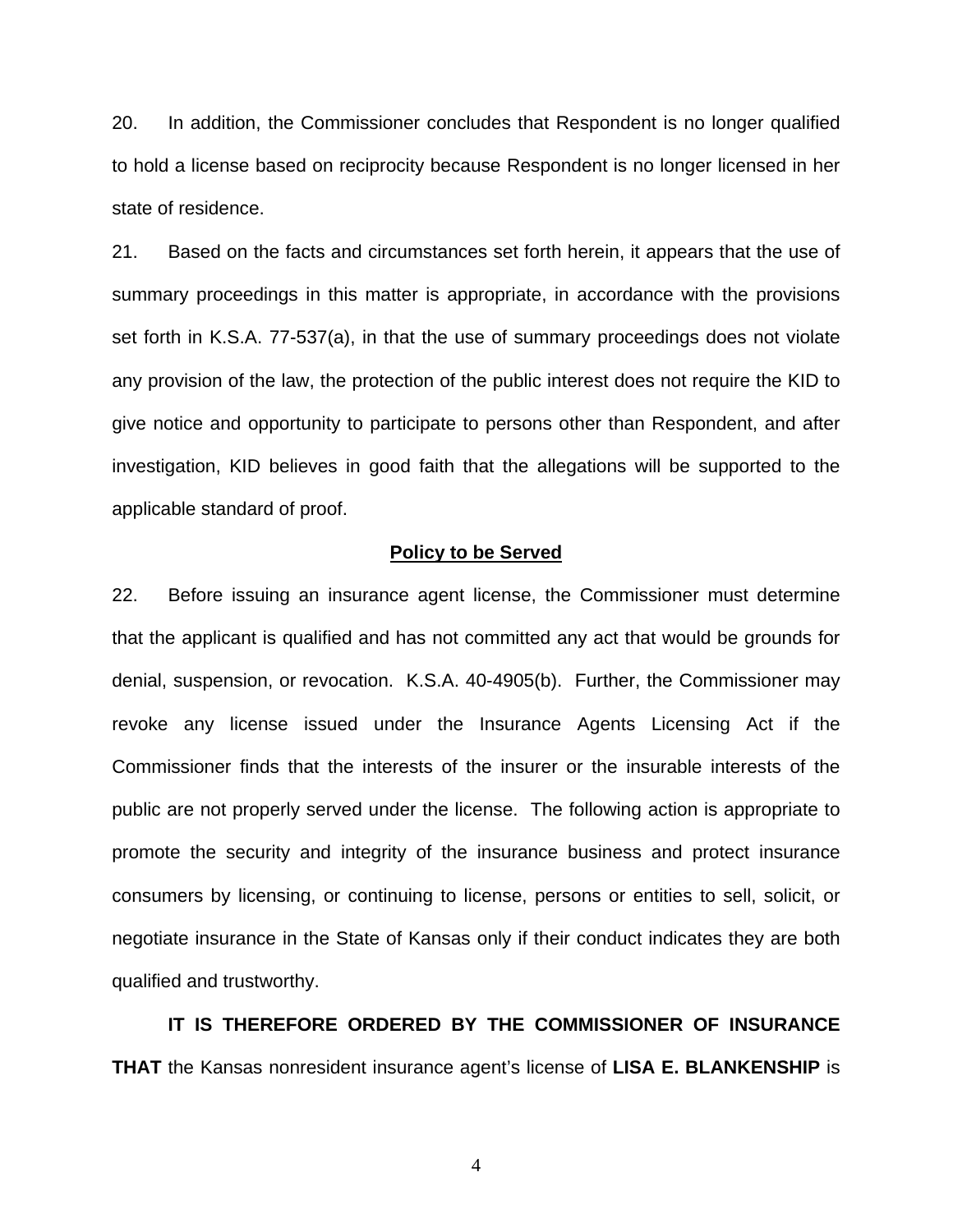20. In addition, the Commissioner concludes that Respondent is no longer qualified to hold a license based on reciprocity because Respondent is no longer licensed in her state of residence.

21. Based on the facts and circumstances set forth herein, it appears that the use of summary proceedings in this matter is appropriate, in accordance with the provisions set forth in K.S.A. 77-537(a), in that the use of summary proceedings does not violate any provision of the law, the protection of the public interest does not require the KID to give notice and opportunity to participate to persons other than Respondent, and after investigation, KID believes in good faith that the allegations will be supported to the applicable standard of proof.

**Policy to be Served**

22. Before issuing an insurance agent license, the Commissioner must determine that the applicant is qualified and has not committed any act that would be grounds for denial, suspension, or revocation. K.S.A. 40-4905(b). Further, the Commissioner may revoke any license issued under the Insurance Agents Licensing Act if the Commissioner finds that the interests of the insurer or the insurable interests of the public are not properly served under the license. The following action is appropriate to promote the security and integrity of the insurance business and protect insurance consumers by licensing, or continuing to license, persons or entities to sell, solicit, or negotiate insurance in the State of Kansas only if their conduct indicates they are both qualified and trustworthy.

**IT IS THEREFORE ORDERED BY THE COMMISSIONER OF INSURANCE THAT** the Kansas nonresident insurance agent's license of **LISA E. BLANKENSHIP** is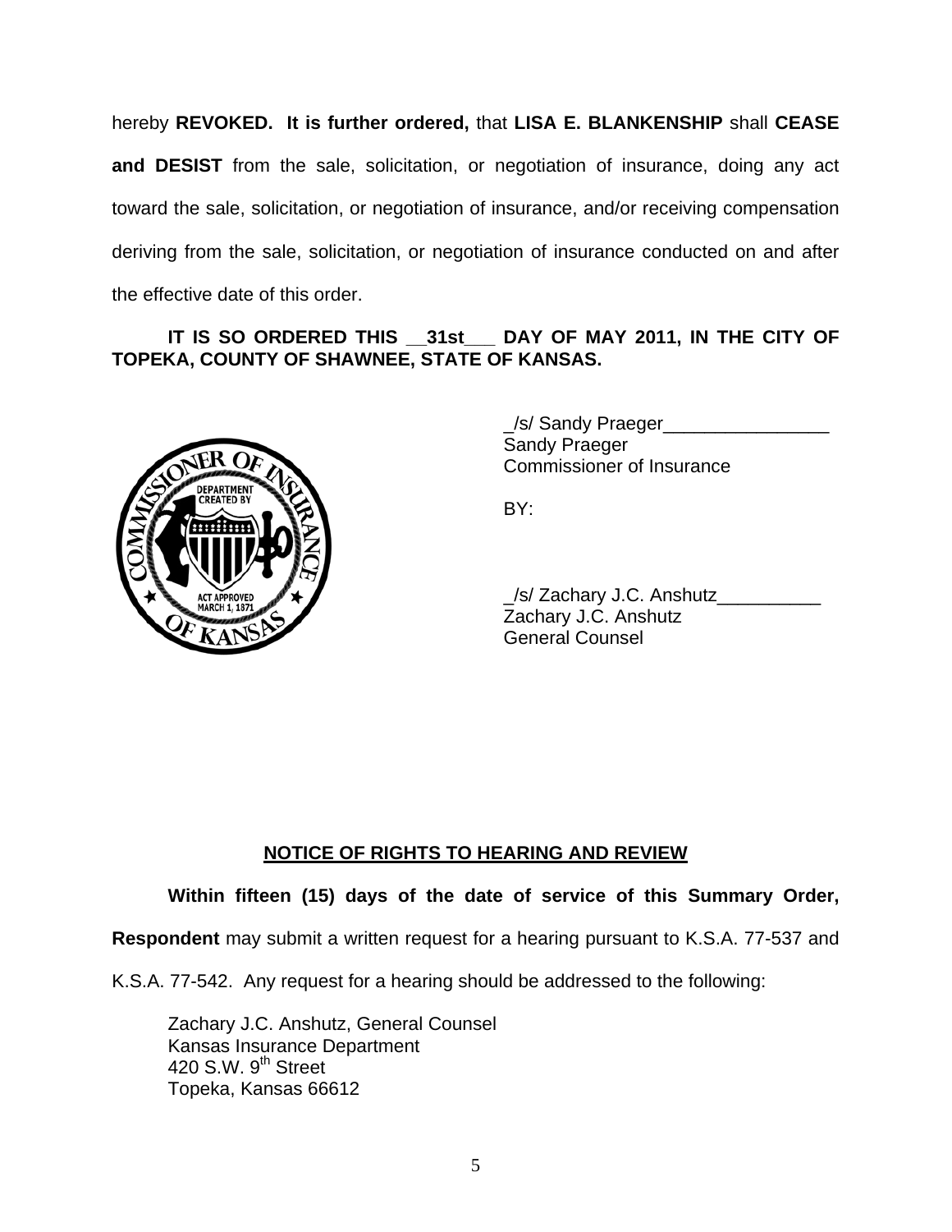hereby **REVOKED. It is further ordered,** that **LISA E. BLANKENSHIP** shall **CEASE and DESIST** from the sale, solicitation, or negotiation of insurance, doing any act toward the sale, solicitation, or negotiation of insurance, and/or receiving compensation deriving from the sale, solicitation, or negotiation of insurance conducted on and after the effective date of this order.

**IT IS SO ORDERED THIS __31st___ DAY OF MAY 2011, IN THE CITY OF TOPEKA, COUNTY OF SHAWNEE, STATE OF KANSAS.**

_/s/ Sandy Praeger________________
Sandy Praeger
Commissioner of Insurance

BY:

_/s/ Zachary J.C. Anshutz__________
Zachary J.C. Anshutz
General Counsel

**NOTICE OF RIGHTS TO HEARING AND REVIEW**

**Within fifteen (15) days of the date of service of this Summary Order, Respondent** may submit a written request for a hearing pursuant to K.S.A. 77-537 and K.S.A. 77-542. Any request for a hearing should be addressed to the following:

Zachary J.C. Anshutz, General Counsel
Kansas Insurance Department
420 S.W. 9th Street
Topeka, Kansas 66612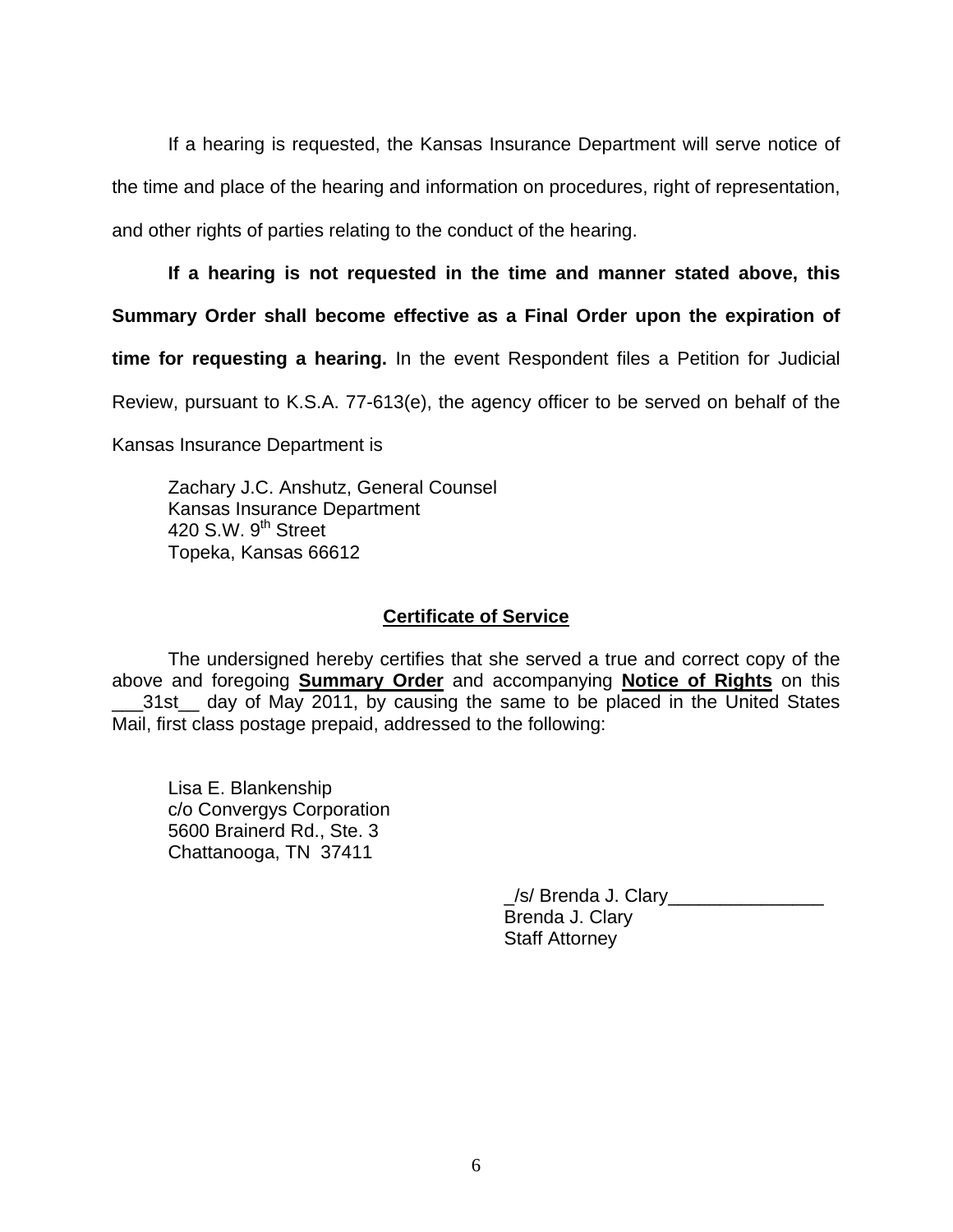If a hearing is requested, the Kansas Insurance Department will serve notice of the time and place of the hearing and information on procedures, right of representation, and other rights of parties relating to the conduct of the hearing.

**If a hearing is not requested in the time and manner stated above, this Summary Order shall become effective as a Final Order upon the expiration of time for requesting a hearing.** In the event Respondent files a Petition for Judicial Review, pursuant to K.S.A. 77-613(e), the agency officer to be served on behalf of the Kansas Insurance Department is

Zachary J.C. Anshutz, General Counsel
Kansas Insurance Department
420 S.W. 9th Street
Topeka, Kansas 66612

## Certificate of Service

The undersigned hereby certifies that she served a true and correct copy of the above and foregoing **Summary Order** and accompanying **Notice of Rights** on this ___31st__ day of May 2011, by causing the same to be placed in the United States Mail, first class postage prepaid, addressed to the following:

Lisa E. Blankenship
c/o Convergys Corporation
5600 Brainerd Rd., Ste. 3
Chattanooga, TN 37411

_/s/ Brenda J. Clary_______________
Brenda J. Clary
Staff Attorney